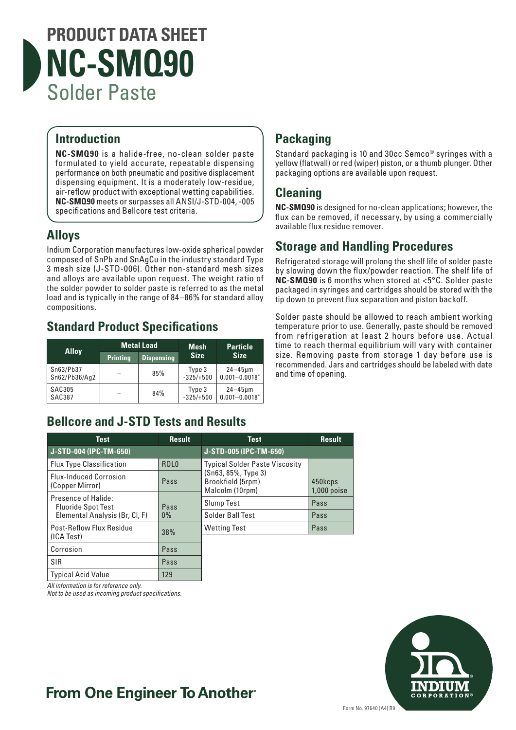# PRODUCT DATA SHEET

# NC-SMQ90

## Solder Paste

## Introduction

**NC-SMQ90** is a halide-free, no-clean solder paste formulated to yield accurate, repeatable dispensing performance on both pneumatic and positive displacement dispensing equipment. It is a moderately low-residue, air-reflow product with exceptional wetting capabilities. **NC-SMQ90** meets or surpasses all ANSI/J-STD-004, -005 specifications and Bellcore test criteria.

## Alloys

Indium Corporation manufactures low-oxide spherical powder composed of SnPb and SnAgCu in the industry standard Type 3 mesh size (J-STD-006). Other non-standard mesh sizes and alloys are available upon request. The weight ratio of the solder powder to solder paste is referred to as the metal load and is typically in the range of 84–86% for standard alloy compositions.

## Standard Product Specifications

| Alloy | Metal Load | | Mesh Size | Particle Size |
|---|---|---|---|---|
| | Printing | Dispensing | | |
| Sn63/Pb37<br>Sn62/Pb36/Ag2 | – | 85% | Type 3<br>-325/+500 | 24–45µm<br>0.001–0.0018" |
| SAC305<br>SAC387 | – | 84% | Type 3<br>-325/+500 | 24–45µm<br>0.001–0.0018" |

## Bellcore and J-STD Tests and Results

| Test | Result |
|---|---|
| **J-STD-004 (IPC-TM-650)** | |
| Flux Type Classification | ROL0 |
| Flux-Induced Corrosion (Copper Mirror) | Pass |
| Presence of Halide:<br>Fluoride Spot Test<br>Elemental Analysis (Br, Cl, F) | <br>Pass<br>0% |
| Post-Reflow Flux Residue (ICA Test) | 38% |
| Corrosion | Pass |
| SIR | Pass |
| Typical Acid Value | 129 |

| Test | Result |
|---|---|
| **J-STD-005 (IPC-TM-650)** | |
| Typical Solder Paste Viscosity (Sn63, 85%, Type 3)<br>Brookfield (5rpm)<br>Malcolm (10rpm) | <br>450kcps<br>1,000 poise |
| Slump Test | Pass |
| Solder Ball Test | Pass |
| Wetting Test | Pass |

*All information is for reference only.*
*Not to be used as incoming product specifications.*

## Packaging

Standard packaging is 10 and 30cc Semco® syringes with a yellow (flatwall) or red (wiper) piston, or a thumb plunger. Other packaging options are available upon request.

## Cleaning

**NC-SMQ90** is designed for no-clean applications; however, the flux can be removed, if necessary, by using a commercially available flux residue remover.

## Storage and Handling Procedures

Refrigerated storage will prolong the shelf life of solder paste by slowing down the flux/powder reaction. The shelf life of **NC-SMQ90** is 6 months when stored at <5°C. Solder paste packaged in syringes and cartridges should be stored with the tip down to prevent flux separation and piston backoff.

Solder paste should be allowed to reach ambient working temperature prior to use. Generally, paste should be removed from refrigeration at least 2 hours before use. Actual time to reach thermal equilibrium will vary with container size. Removing paste from storage 1 day before use is recommended. Jars and cartridges should be labeled with date and time of opening.

**From One Engineer To Another®**

Form No. 97640 (A4) R9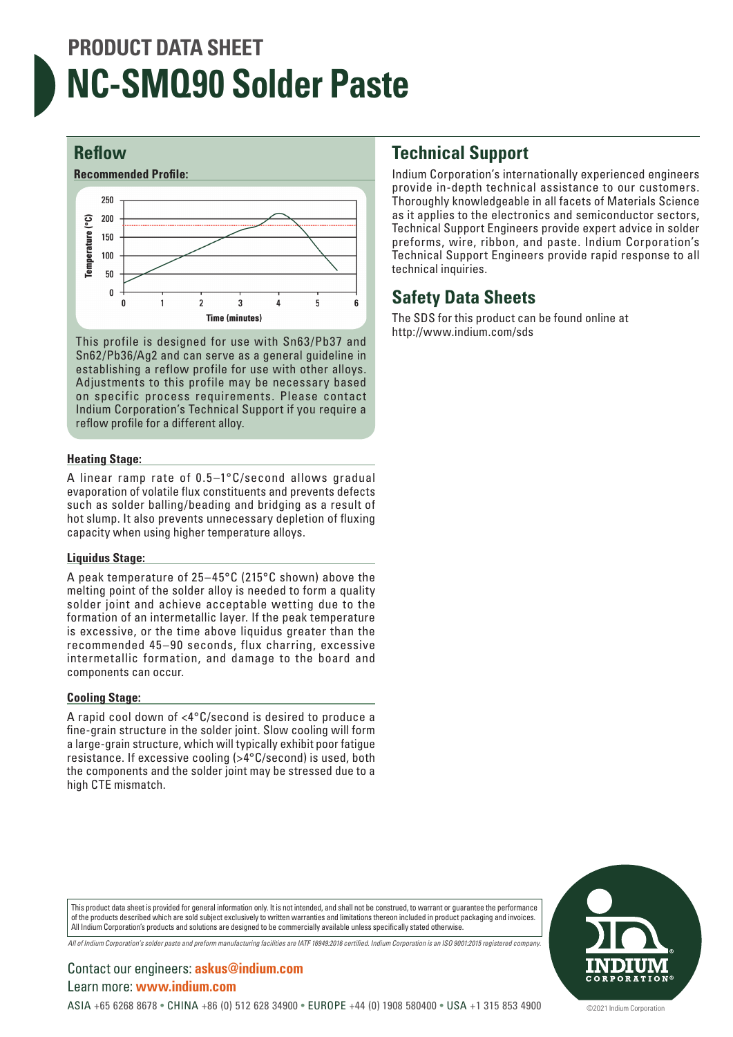# PRODUCT DATA SHEET
# NC-SMQ90 Solder Paste

## Reflow

**Recommended Profile:**

250
200
150
100
50
0
Temperature (°C)
0 1 2 3 4 5 6
Time (minutes)

This profile is designed for use with Sn63/Pb37 and Sn62/Pb36/Ag2 and can serve as a general guideline in establishing a reflow profile for use with other alloys. Adjustments to this profile may be necessary based on specific process requirements. Please contact Indium Corporation's Technical Support if you require a reflow profile for a different alloy.

**Heating Stage:**

A linear ramp rate of 0.5–1°C/second allows gradual evaporation of volatile flux constituents and prevents defects such as solder balling/beading and bridging as a result of hot slump. It also prevents unnecessary depletion of fluxing capacity when using higher temperature alloys.

**Liquidus Stage:**

A peak temperature of 25–45°C (215°C shown) above the melting point of the solder alloy is needed to form a quality solder joint and achieve acceptable wetting due to the formation of an intermetallic layer. If the peak temperature is excessive, or the time above liquidus greater than the recommended 45–90 seconds, flux charring, excessive intermetallic formation, and damage to the board and components can occur.

**Cooling Stage:**

A rapid cool down of <4°C/second is desired to produce a fine-grain structure in the solder joint. Slow cooling will form a large-grain structure, which will typically exhibit poor fatigue resistance. If excessive cooling (>4°C/second) is used, both the components and the solder joint may be stressed due to a high CTE mismatch.

## Technical Support

Indium Corporation's internationally experienced engineers provide in-depth technical assistance to our customers. Thoroughly knowledgeable in all facets of Materials Science as it applies to the electronics and semiconductor sectors, Technical Support Engineers provide expert advice in solder preforms, wire, ribbon, and paste. Indium Corporation's Technical Support Engineers provide rapid response to all technical inquiries.

## Safety Data Sheets

The SDS for this product can be found online at http://www.indium.com/sds

This product data sheet is provided for general information only. It is not intended, and shall not be construed, to warrant or guarantee the performance of the products described which are sold subject exclusively to written warranties and limitations thereon included in product packaging and invoices. All Indium Corporation's products and solutions are designed to be commercially available unless specifically stated otherwise.

*All of Indium Corporation's solder paste and preform manufacturing facilities are IATF 16949:2016 certified. Indium Corporation is an ISO 9001:2015 registered company.*

Contact our engineers: **askus@indium.com**
Learn more: **www.indium.com**

ASIA +65 6268 8678 • CHINA +86 (0) 512 628 34900 • EUROPE +44 (0) 1908 580400 • USA +1 315 853 4900

INDIUM CORPORATION®

©2021 Indium Corporation